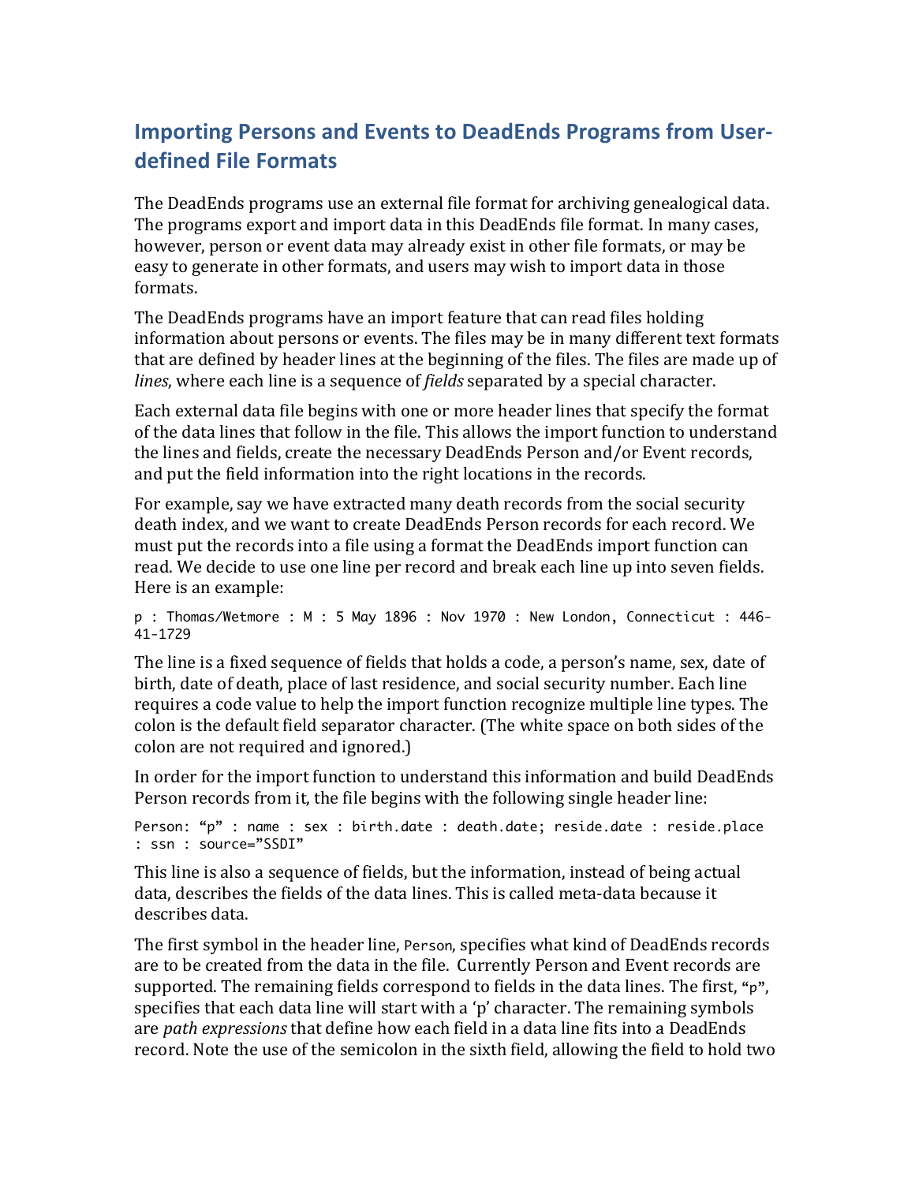## Importing Persons and Events to DeadEnds Programs from User-defined File Formats

The DeadEnds programs use an external file format for archiving genealogical data. The programs export and import data in this DeadEnds file format. In many cases, however, person or event data may already exist in other file formats, or may be easy to generate in other formats, and users may wish to import data in those formats.

The DeadEnds programs have an import feature that can read files holding information about persons or events. The files may be in many different text formats that are defined by header lines at the beginning of the files. The files are made up of *lines*, where each line is a sequence of *fields* separated by a special character.

Each external data file begins with one or more header lines that specify the format of the data lines that follow in the file. This allows the import function to understand the lines and fields, create the necessary DeadEnds Person and/or Event records, and put the field information into the right locations in the records.

For example, say we have extracted many death records from the social security death index, and we want to create DeadEnds Person records for each record. We must put the records into a file using a format the DeadEnds import function can read. We decide to use one line per record and break each line up into seven fields. Here is an example:

```
p : Thomas/Wetmore : M : 5 May 1896 : Nov 1970 : New London, Connecticut : 446-41-1729
```

The line is a fixed sequence of fields that holds a code, a person's name, sex, date of birth, date of death, place of last residence, and social security number. Each line requires a code value to help the import function recognize multiple line types. The colon is the default field separator character. (The white space on both sides of the colon are not required and ignored.)

In order for the import function to understand this information and build DeadEnds Person records from it, the file begins with the following single header line:

```
Person: "p" : name : sex : birth.date : death.date; reside.date : reside.place : ssn : source="SSDI"
```

This line is also a sequence of fields, but the information, instead of being actual data, describes the fields of the data lines. This is called meta-data because it describes data.

The first symbol in the header line, `Person`, specifies what kind of DeadEnds records are to be created from the data in the file. Currently Person and Event records are supported. The remaining fields correspond to fields in the data lines. The first, "p", specifies that each data line will start with a 'p' character. The remaining symbols are *path expressions* that define how each field in a data line fits into a DeadEnds record. Note the use of the semicolon in the sixth field, allowing the field to hold two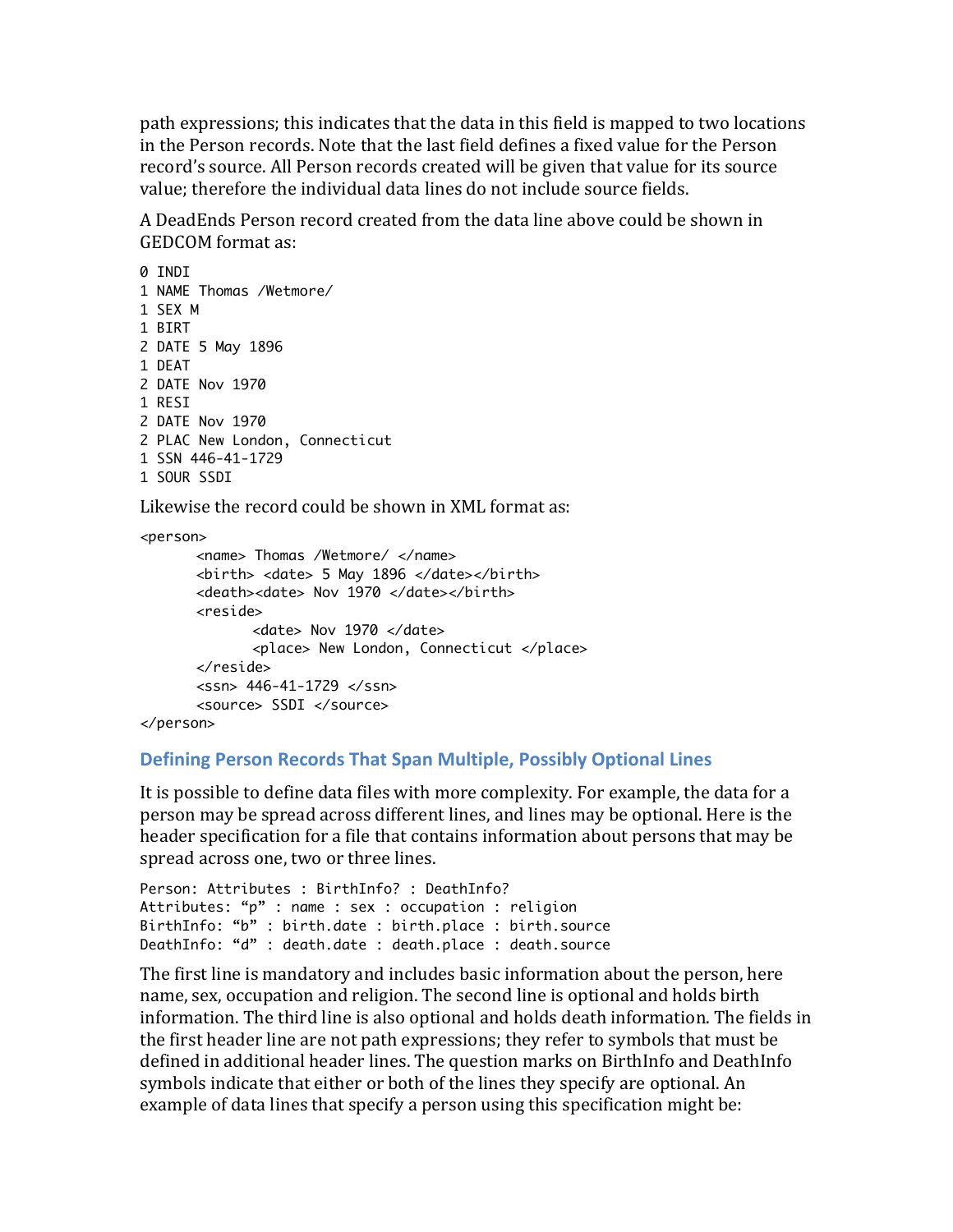path expressions; this indicates that the data in this field is mapped to two locations in the Person records. Note that the last field defines a fixed value for the Person record's source. All Person records created will be given that value for its source value; therefore the individual data lines do not include source fields.

A DeadEnds Person record created from the data line above could be shown in GEDCOM format as:

```
0 INDI
1 NAME Thomas /Wetmore/
1 SEX M
1 BIRT
2 DATE 5 May 1896
1 DEAT
2 DATE Nov 1970
1 RESI
2 DATE Nov 1970
2 PLAC New London, Connecticut
1 SSN 446-41-1729
1 SOUR SSDI
```

Likewise the record could be shown in XML format as:

```
<person>
      <name> Thomas /Wetmore/ </name>
      <birth> <date> 5 May 1896 </date></birth>
      <death><date> Nov 1970 </date></birth>
      <reside>
            <date> Nov 1970 </date>
            <place> New London, Connecticut </place>
      </reside>
      <ssn> 446-41-1729 </ssn>
      <source> SSDI </source>
</person>
```

### Defining Person Records That Span Multiple, Possibly Optional Lines

It is possible to define data files with more complexity. For example, the data for a person may be spread across different lines, and lines may be optional. Here is the header specification for a file that contains information about persons that may be spread across one, two or three lines.

```
Person: Attributes : BirthInfo? : DeathInfo?
Attributes: "p" : name : sex : occupation : religion
BirthInfo: "b" : birth.date : birth.place : birth.source
DeathInfo: "d" : death.date : death.place : death.source
```

The first line is mandatory and includes basic information about the person, here name, sex, occupation and religion. The second line is optional and holds birth information. The third line is also optional and holds death information. The fields in the first header line are not path expressions; they refer to symbols that must be defined in additional header lines. The question marks on BirthInfo and DeathInfo symbols indicate that either or both of the lines they specify are optional. An example of data lines that specify a person using this specification might be: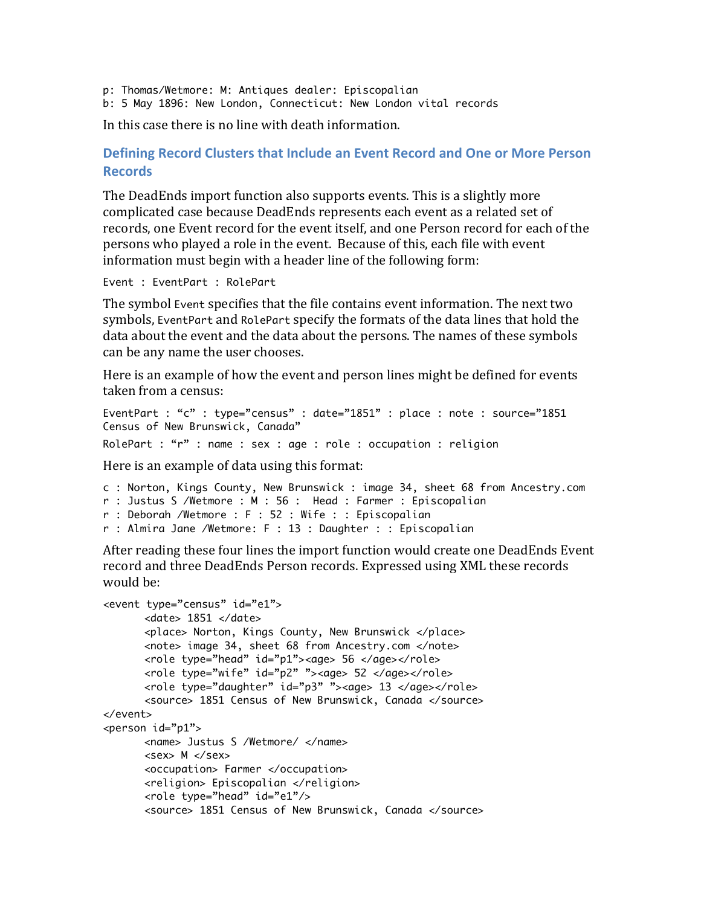```
p: Thomas/Wetmore: M: Antiques dealer: Episcopalian
b: 5 May 1896: New London, Connecticut: New London vital records
```

In this case there is no line with death information.

## Defining Record Clusters that Include an Event Record and One or More Person Records

The DeadEnds import function also supports events. This is a slightly more complicated case because DeadEnds represents each event as a related set of records, one Event record for the event itself, and one Person record for each of the persons who played a role in the event. Because of this, each file with event information must begin with a header line of the following form:

```
Event : EventPart : RolePart
```

The symbol `Event` specifies that the file contains event information. The next two symbols, `EventPart` and `RolePart` specify the formats of the data lines that hold the data about the event and the data about the persons. The names of these symbols can be any name the user chooses.

Here is an example of how the event and person lines might be defined for events taken from a census:

```
EventPart : "c" : type="census" : date="1851" : place : note : source="1851 Census of New Brunswick, Canada"
RolePart : "r" : name : sex : age : role : occupation : religion
```

Here is an example of data using this format:

```
c : Norton, Kings County, New Brunswick : image 34, sheet 68 from Ancestry.com
r : Justus S /Wetmore : M : 56 :  Head : Farmer : Episcopalian
r : Deborah /Wetmore : F : 52 : Wife : : Episcopalian
r : Almira Jane /Wetmore: F : 13 : Daughter : : Episcopalian
```

After reading these four lines the import function would create one DeadEnds Event record and three DeadEnds Person records. Expressed using XML these records would be:

```
<event type="census" id="e1">
	<date> 1851 </date>
	<place> Norton, Kings County, New Brunswick </place>
	<note> image 34, sheet 68 from Ancestry.com </note>
	<role type="head" id="p1"><age> 56 </age></role>
	<role type="wife" id="p2" "><age> 52 </age></role>
	<role type="daughter" id="p3" "><age> 13 </age></role>
	<source> 1851 Census of New Brunswick, Canada </source>
</event>
<person id="p1">
	<name> Justus S /Wetmore/ </name>
	<sex> M </sex>
	<occupation> Farmer </occupation>
	<religion> Episcopalian </religion>
	<role type="head" id="e1"/>
	<source> 1851 Census of New Brunswick, Canada </source>
```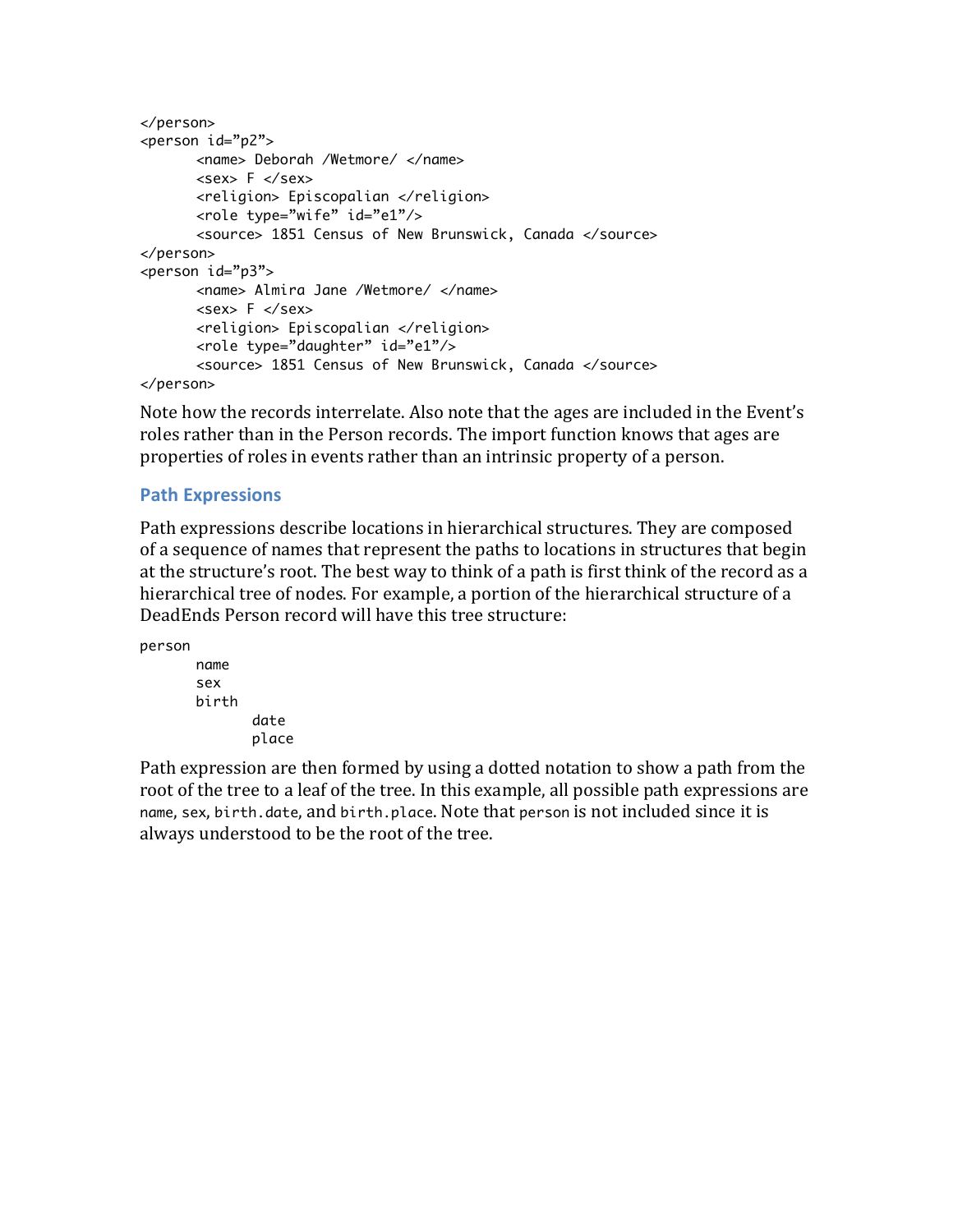```
</person>
<person id="p2">
       <name> Deborah /Wetmore/ </name>
       <sex> F </sex>
       <religion> Episcopalian </religion>
       <role type="wife" id="e1"/>
       <source> 1851 Census of New Brunswick, Canada </source>
</person>
<person id="p3">
       <name> Almira Jane /Wetmore/ </name>
       <sex> F </sex>
       <religion> Episcopalian </religion>
       <role type="daughter" id="e1"/>
       <source> 1851 Census of New Brunswick, Canada </source>
</person>
```

Note how the records interrelate. Also note that the ages are included in the Event's roles rather than in the Person records. The import function knows that ages are properties of roles in events rather than an intrinsic property of a person.

## Path Expressions

Path expressions describe locations in hierarchical structures. They are composed of a sequence of names that represent the paths to locations in structures that begin at the structure's root. The best way to think of a path is first think of the record as a hierarchical tree of nodes. For example, a portion of the hierarchical structure of a DeadEnds Person record will have this tree structure:

```
person
       name
       sex
       birth
              date
              place
```

Path expression are then formed by using a dotted notation to show a path from the root of the tree to a leaf of the tree. In this example, all possible path expressions are `name`, `sex`, `birth.date`, and `birth.place`. Note that `person` is not included since it is always understood to be the root of the tree.